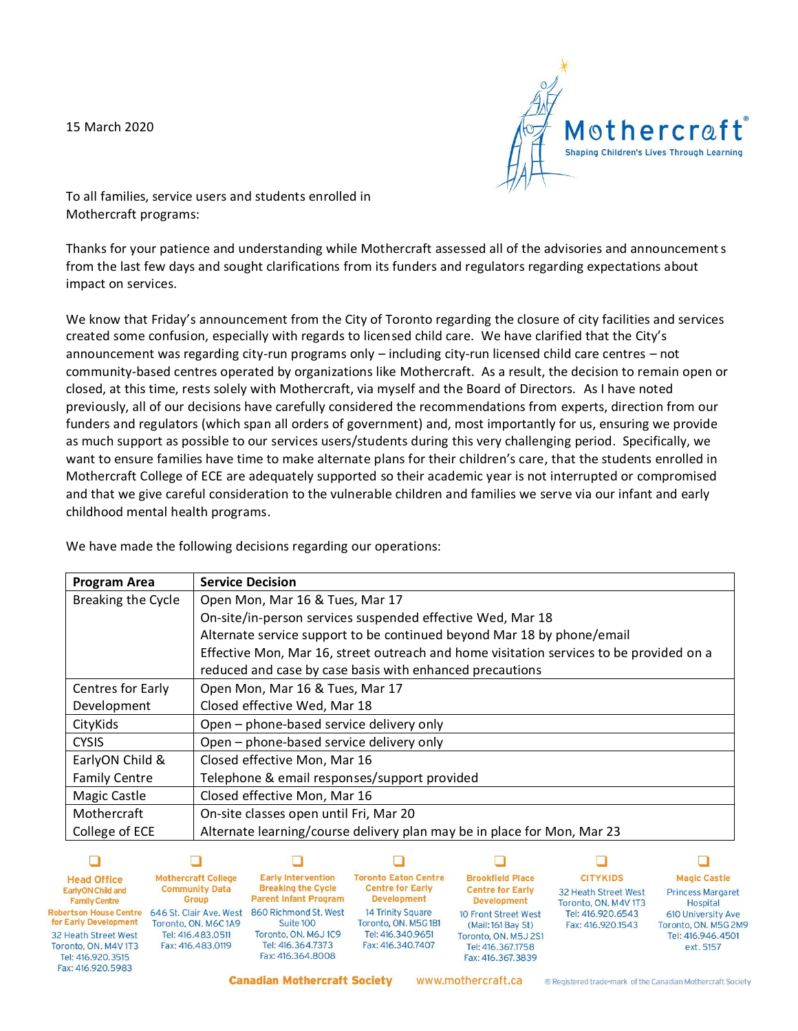15 March 2020

To all families, service users and students enrolled in Mothercraft programs:

Thanks for your patience and understanding while Mothercraft assessed all of the advisories and announcements from the last few days and sought clarifications from its funders and regulators regarding expectations about impact on services.

We know that Friday's announcement from the City of Toronto regarding the closure of city facilities and services created some confusion, especially with regards to licensed child care. We have clarified that the City's announcement was regarding city-run programs only – including city-run licensed child care centres – not community-based centres operated by organizations like Mothercraft. As a result, the decision to remain open or closed, at this time, rests solely with Mothercraft, via myself and the Board of Directors. As I have noted previously, all of our decisions have carefully considered the recommendations from experts, direction from our funders and regulators (which span all orders of government) and, most importantly for us, ensuring we provide as much support as possible to our services users/students during this very challenging period. Specifically, we want to ensure families have time to make alternate plans for their children's care, that the students enrolled in Mothercraft College of ECE are adequately supported so their academic year is not interrupted or compromised and that we give careful consideration to the vulnerable children and families we serve via our infant and early childhood mental health programs.

We have made the following decisions regarding our operations:

| Program Area | Service Decision |
|---|---|
| Breaking the Cycle | Open Mon, Mar 16 & Tues, Mar 17<br>On-site/in-person services suspended effective Wed, Mar 18<br>Alternate service support to be continued beyond Mar 18 by phone/email<br>Effective Mon, Mar 16, street outreach and home visitation services to be provided on a reduced and case by case basis with enhanced precautions |
| Centres for Early Development | Open Mon, Mar 16 & Tues, Mar 17<br>Closed effective Wed, Mar 18 |
| CityKids | Open – phone-based service delivery only |
| CYSIS | Open – phone-based service delivery only |
| EarlyON Child & Family Centre | Closed effective Mon, Mar 16<br>Telephone & email responses/support provided |
| Magic Castle | Closed effective Mon, Mar 16 |
| Mothercraft College of ECE | On-site classes open until Fri, Mar 20<br>Alternate learning/course delivery plan may be in place for Mon, Mar 23 |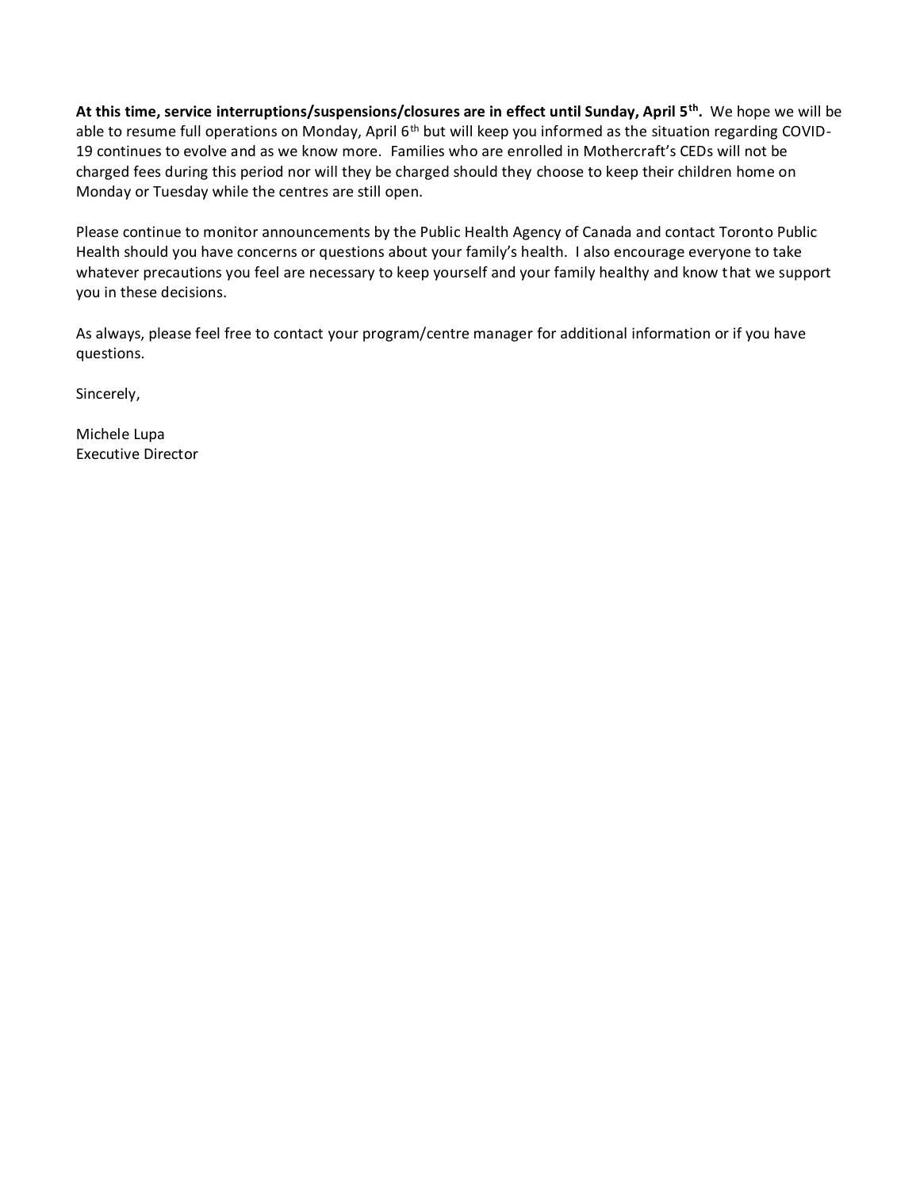**At this time, service interruptions/suspensions/closures are in effect until Sunday, April 5th.** We hope we will be able to resume full operations on Monday, April 6th but will keep you informed as the situation regarding COVID-19 continues to evolve and as we know more. Families who are enrolled in Mothercraft's CEDs will not be charged fees during this period nor will they be charged should they choose to keep their children home on Monday or Tuesday while the centres are still open.

Please continue to monitor announcements by the Public Health Agency of Canada and contact Toronto Public Health should you have concerns or questions about your family's health. I also encourage everyone to take whatever precautions you feel are necessary to keep yourself and your family healthy and know that we support you in these decisions.

As always, please feel free to contact your program/centre manager for additional information or if you have questions.

Sincerely,

Michele Lupa
Executive Director